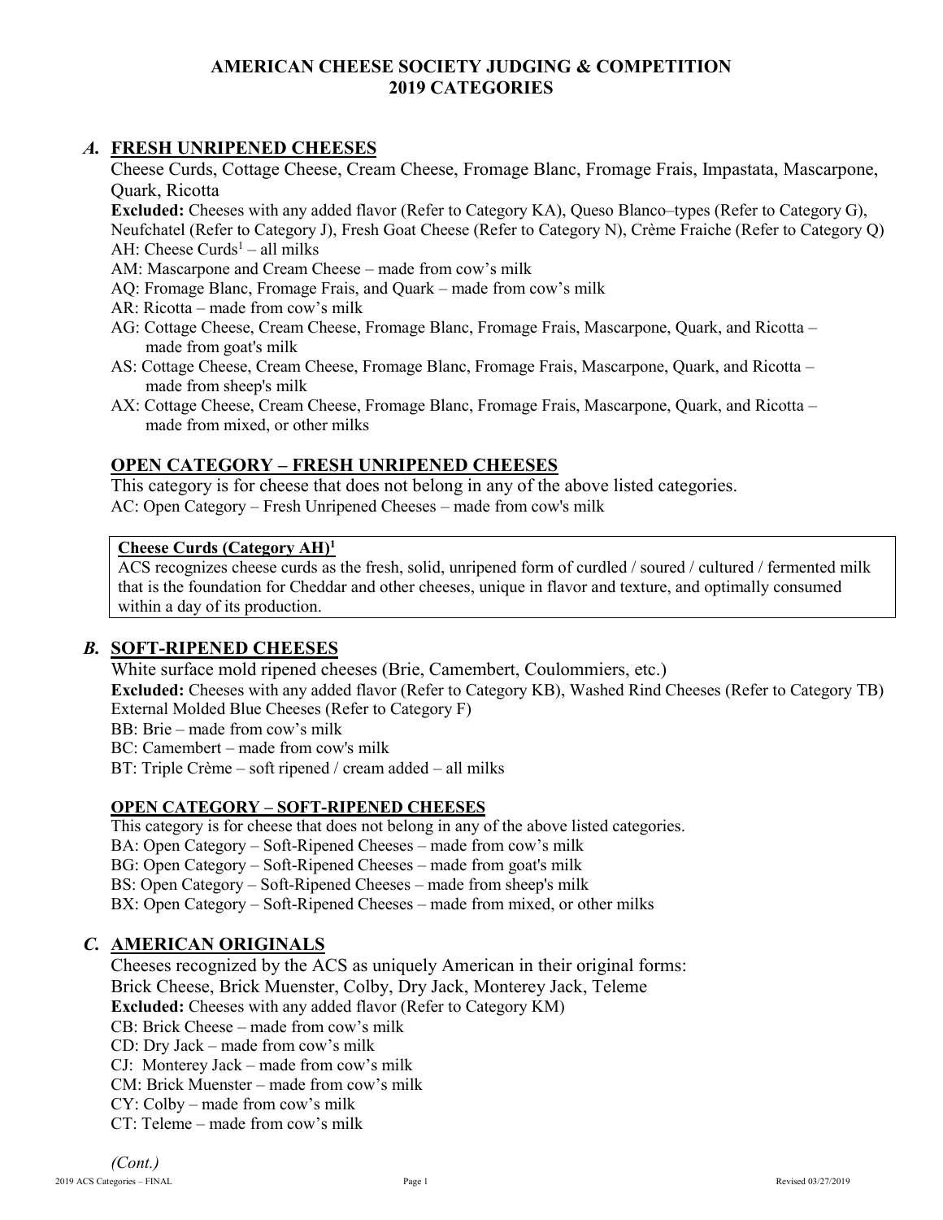# AMERICAN CHEESE SOCIETY JUDGING & COMPETITION 2019 CATEGORIES

## *A.* FRESH UNRIPENED CHEESES

Cheese Curds, Cottage Cheese, Cream Cheese, Fromage Blanc, Fromage Frais, Impastata, Mascarpone, Quark, Ricotta

**Excluded:** Cheeses with any added flavor (Refer to Category KA), Queso Blanco–types (Refer to Category G), Neufchatel (Refer to Category J), Fresh Goat Cheese (Refer to Category N), Crème Fraiche (Refer to Category Q)

AH: Cheese Curds[1] – all milks
AM: Mascarpone and Cream Cheese – made from cow's milk
AQ: Fromage Blanc, Fromage Frais, and Quark – made from cow's milk
AR: Ricotta – made from cow's milk
AG: Cottage Cheese, Cream Cheese, Fromage Blanc, Fromage Frais, Mascarpone, Quark, and Ricotta – made from goat's milk
AS: Cottage Cheese, Cream Cheese, Fromage Blanc, Fromage Frais, Mascarpone, Quark, and Ricotta – made from sheep's milk
AX: Cottage Cheese, Cream Cheese, Fromage Blanc, Fromage Frais, Mascarpone, Quark, and Ricotta – made from mixed, or other milks

### OPEN CATEGORY – FRESH UNRIPENED CHEESES

This category is for cheese that does not belong in any of the above listed categories.

AC: Open Category – Fresh Unripened Cheeses – made from cow's milk

> **Cheese Curds (Category AH)[1]**
> ACS recognizes cheese curds as the fresh, solid, unripened form of curdled / soured / cultured / fermented milk that is the foundation for Cheddar and other cheeses, unique in flavor and texture, and optimally consumed within a day of its production.

## *B.* SOFT-RIPENED CHEESES

White surface mold ripened cheeses (Brie, Camembert, Coulommiers, etc.)

**Excluded:** Cheeses with any added flavor (Refer to Category KB), Washed Rind Cheeses (Refer to Category TB) External Molded Blue Cheeses (Refer to Category F)

BB: Brie – made from cow's milk
BC: Camembert – made from cow's milk
BT: Triple Crème – soft ripened / cream added – all milks

### OPEN CATEGORY – SOFT-RIPENED CHEESES

This category is for cheese that does not belong in any of the above listed categories.

BA: Open Category – Soft-Ripened Cheeses – made from cow's milk
BG: Open Category – Soft-Ripened Cheeses – made from goat's milk
BS: Open Category – Soft-Ripened Cheeses – made from sheep's milk
BX: Open Category – Soft-Ripened Cheeses – made from mixed, or other milks

## *C.* AMERICAN ORIGINALS

Cheeses recognized by the ACS as uniquely American in their original forms:
Brick Cheese, Brick Muenster, Colby, Dry Jack, Monterey Jack, Teleme

**Excluded:** Cheeses with any added flavor (Refer to Category KM)

CB: Brick Cheese – made from cow's milk
CD: Dry Jack – made from cow's milk
CJ: Monterey Jack – made from cow's milk
CM: Brick Muenster – made from cow's milk
CY: Colby – made from cow's milk
CT: Teleme – made from cow's milk

*(Cont.)*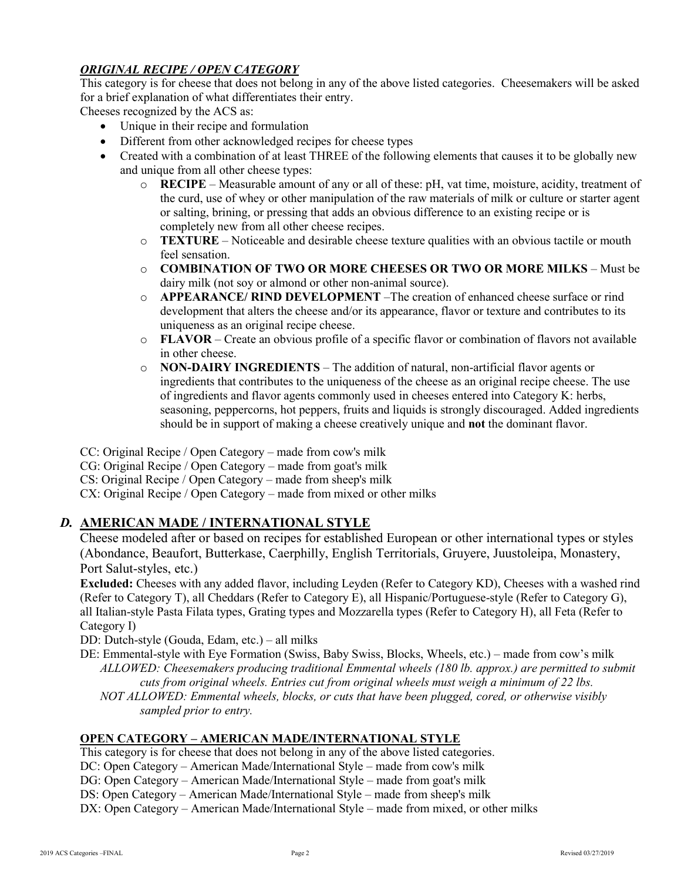### *ORIGINAL RECIPE / OPEN CATEGORY*

This category is for cheese that does not belong in any of the above listed categories. Cheesemakers will be asked for a brief explanation of what differentiates their entry.

Cheeses recognized by the ACS as:

- Unique in their recipe and formulation
- Different from other acknowledged recipes for cheese types
- Created with a combination of at least THREE of the following elements that causes it to be globally new and unique from all other cheese types:
  - **RECIPE** – Measurable amount of any or all of these: pH, vat time, moisture, acidity, treatment of the curd, use of whey or other manipulation of the raw materials of milk or culture or starter agent or salting, brining, or pressing that adds an obvious difference to an existing recipe or is completely new from all other cheese recipes.
  - **TEXTURE** – Noticeable and desirable cheese texture qualities with an obvious tactile or mouth feel sensation.
  - **COMBINATION OF TWO OR MORE CHEESES OR TWO OR MORE MILKS** – Must be dairy milk (not soy or almond or other non-animal source).
  - **APPEARANCE/ RIND DEVELOPMENT** –The creation of enhanced cheese surface or rind development that alters the cheese and/or its appearance, flavor or texture and contributes to its uniqueness as an original recipe cheese.
  - **FLAVOR** – Create an obvious profile of a specific flavor or combination of flavors not available in other cheese.
  - **NON-DAIRY INGREDIENTS** – The addition of natural, non-artificial flavor agents or ingredients that contributes to the uniqueness of the cheese as an original recipe cheese. The use of ingredients and flavor agents commonly used in cheeses entered into Category K: herbs, seasoning, peppercorns, hot peppers, fruits and liquids is strongly discouraged. Added ingredients should be in support of making a cheese creatively unique and **not** the dominant flavor.

CC: Original Recipe / Open Category – made from cow's milk  
CG: Original Recipe / Open Category – made from goat's milk  
CS: Original Recipe / Open Category – made from sheep's milk  
CX: Original Recipe / Open Category – made from mixed or other milks

## *D.* AMERICAN MADE / INTERNATIONAL STYLE

Cheese modeled after or based on recipes for established European or other international types or styles (Abondance, Beaufort, Butterkase, Caerphilly, English Territorials, Gruyere, Juustoleipa, Monastery, Port Salut-styles, etc.)

**Excluded:** Cheeses with any added flavor, including Leyden (Refer to Category KD), Cheeses with a washed rind (Refer to Category T), all Cheddars (Refer to Category E), all Hispanic/Portuguese-style (Refer to Category G), all Italian-style Pasta Filata types, Grating types and Mozzarella types (Refer to Category H), all Feta (Refer to Category I)

DD: Dutch-style (Gouda, Edam, etc.) – all milks

DE: Emmental-style with Eye Formation (Swiss, Baby Swiss, Blocks, Wheels, etc.) – made from cow's milk
*ALLOWED: Cheesemakers producing traditional Emmental wheels (180 lb. approx.) are permitted to submit cuts from original wheels. Entries cut from original wheels must weigh a minimum of 22 lbs.*
*NOT ALLOWED: Emmental wheels, blocks, or cuts that have been plugged, cored, or otherwise visibly sampled prior to entry.*

### OPEN CATEGORY – AMERICAN MADE/INTERNATIONAL STYLE

This category is for cheese that does not belong in any of the above listed categories.

DC: Open Category – American Made/International Style – made from cow's milk  
DG: Open Category – American Made/International Style – made from goat's milk  
DS: Open Category – American Made/International Style – made from sheep's milk  
DX: Open Category – American Made/International Style – made from mixed, or other milks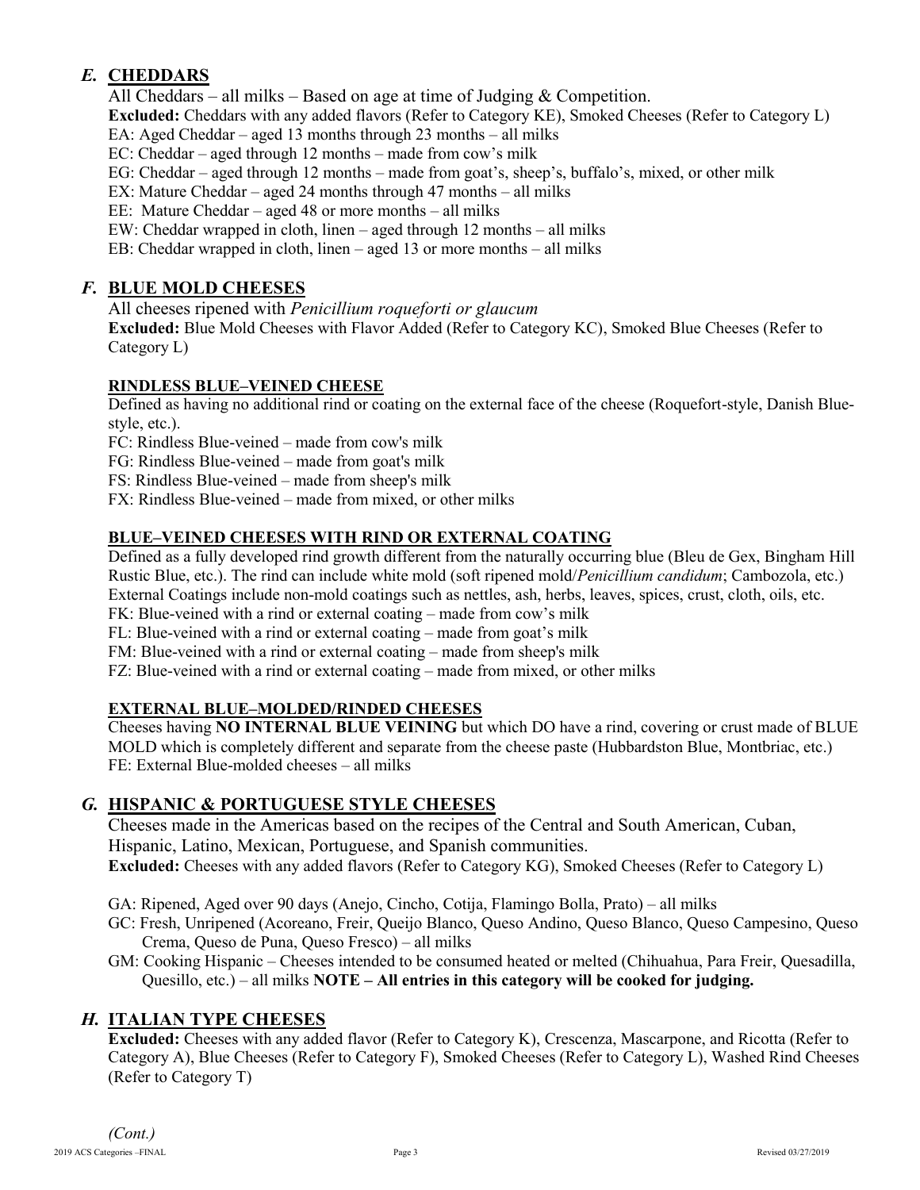## *E.* **CHEDDARS**

All Cheddars – all milks – Based on age at time of Judging & Competition.

**Excluded:** Cheddars with any added flavors (Refer to Category KE), Smoked Cheeses (Refer to Category L)

EA: Aged Cheddar – aged 13 months through 23 months – all milks
EC: Cheddar – aged through 12 months – made from cow's milk
EG: Cheddar – aged through 12 months – made from goat's, sheep's, buffalo's, mixed, or other milk
EX: Mature Cheddar – aged 24 months through 47 months – all milks
EE: Mature Cheddar – aged 48 or more months – all milks
EW: Cheddar wrapped in cloth, linen – aged through 12 months – all milks
EB: Cheddar wrapped in cloth, linen – aged 13 or more months – all milks

## *F.* **BLUE MOLD CHEESES**

All cheeses ripened with *Penicillium roqueforti or glaucum*

**Excluded:** Blue Mold Cheeses with Flavor Added (Refer to Category KC), Smoked Blue Cheeses (Refer to Category L)

### **RINDLESS BLUE–VEINED CHEESE**

Defined as having no additional rind or coating on the external face of the cheese (Roquefort-style, Danish Blue-style, etc.).

FC: Rindless Blue-veined – made from cow's milk
FG: Rindless Blue-veined – made from goat's milk
FS: Rindless Blue-veined – made from sheep's milk
FX: Rindless Blue-veined – made from mixed, or other milks

### **BLUE–VEINED CHEESES WITH RIND OR EXTERNAL COATING**

Defined as a fully developed rind growth different from the naturally occurring blue (Bleu de Gex, Bingham Hill Rustic Blue, etc.). The rind can include white mold (soft ripened mold/*Penicillium candidum*; Cambozola, etc.) External Coatings include non-mold coatings such as nettles, ash, herbs, leaves, spices, crust, cloth, oils, etc.

FK: Blue-veined with a rind or external coating – made from cow's milk
FL: Blue-veined with a rind or external coating – made from goat's milk
FM: Blue-veined with a rind or external coating – made from sheep's milk
FZ: Blue-veined with a rind or external coating – made from mixed, or other milks

### **EXTERNAL BLUE–MOLDED/RINDED CHEESES**

Cheeses having **NO INTERNAL BLUE VEINING** but which DO have a rind, covering or crust made of BLUE MOLD which is completely different and separate from the cheese paste (Hubbardston Blue, Montbriac, etc.)

FE: External Blue-molded cheeses – all milks

## *G.* **HISPANIC & PORTUGUESE STYLE CHEESES**

Cheeses made in the Americas based on the recipes of the Central and South American, Cuban, Hispanic, Latino, Mexican, Portuguese, and Spanish communities.

**Excluded:** Cheeses with any added flavors (Refer to Category KG), Smoked Cheeses (Refer to Category L)

GA: Ripened, Aged over 90 days (Anejo, Cincho, Cotija, Flamingo Bolla, Prato) – all milks
GC: Fresh, Unripened (Acoreano, Freir, Queijo Blanco, Queso Andino, Queso Blanco, Queso Campesino, Queso Crema, Queso de Puna, Queso Fresco) – all milks
GM: Cooking Hispanic – Cheeses intended to be consumed heated or melted (Chihuahua, Para Freir, Quesadilla, Quesillo, etc.) – all milks **NOTE – All entries in this category will be cooked for judging.**

## *H.* **ITALIAN TYPE CHEESES**

**Excluded:** Cheeses with any added flavor (Refer to Category K), Crescenza, Mascarpone, and Ricotta (Refer to Category A), Blue Cheeses (Refer to Category F), Smoked Cheeses (Refer to Category L), Washed Rind Cheeses (Refer to Category T)

*(Cont.)*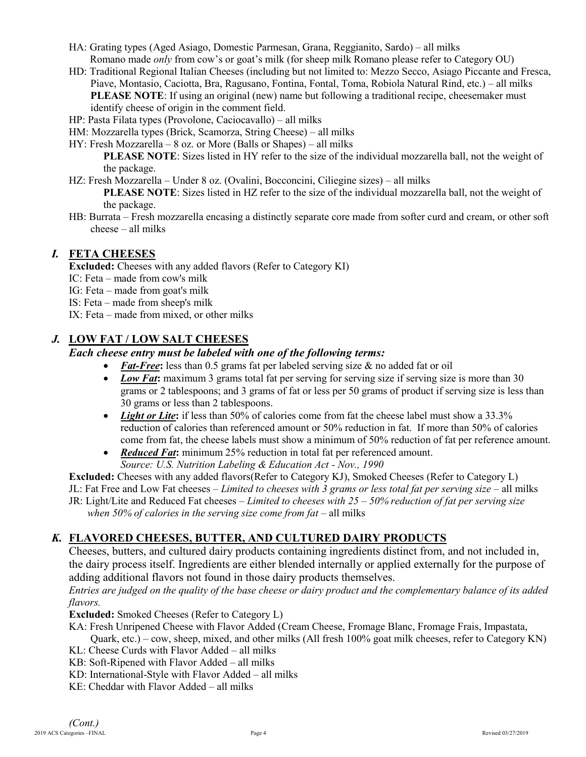HA: Grating types (Aged Asiago, Domestic Parmesan, Grana, Reggianito, Sardo) – all milks
Romano made *only* from cow's or goat's milk (for sheep milk Romano please refer to Category OU)

HD: Traditional Regional Italian Cheeses (including but not limited to: Mezzo Secco, Asiago Piccante and Fresca, Piave, Montasio, Caciotta, Bra, Ragusano, Fontina, Fontal, Toma, Robiola Natural Rind, etc.) – all milks
**PLEASE NOTE**: If using an original (new) name but following a traditional recipe, cheesemaker must identify cheese of origin in the comment field.

HP: Pasta Filata types (Provolone, Caciocavallo) – all milks

HM: Mozzarella types (Brick, Scamorza, String Cheese) – all milks

HY: Fresh Mozzarella – 8 oz. or More (Balls or Shapes) – all milks
**PLEASE NOTE**: Sizes listed in HY refer to the size of the individual mozzarella ball, not the weight of the package.

HZ: Fresh Mozzarella – Under 8 oz. (Ovalini, Bocconcini, Ciliegine sizes) – all milks
**PLEASE NOTE**: Sizes listed in HZ refer to the size of the individual mozzarella ball, not the weight of the package.

HB: Burrata – Fresh mozzarella encasing a distinctly separate core made from softer curd and cream, or other soft cheese – all milks

## *I.* FETA CHEESES

**Excluded:** Cheeses with any added flavors (Refer to Category KI)

IC: Feta – made from cow's milk

IG: Feta – made from goat's milk

IS: Feta – made from sheep's milk

IX: Feta – made from mixed, or other milks

## *J.* LOW FAT / LOW SALT CHEESES

***Each cheese entry must be labeled with one of the following terms:***

- ***Fat-Free*:** less than 0.5 grams fat per labeled serving size & no added fat or oil
- ***Low Fat*:** maximum 3 grams total fat per serving for serving size if serving size is more than 30 grams or 2 tablespoons; and 3 grams of fat or less per 50 grams of product if serving size is less than 30 grams or less than 2 tablespoons.
- ***Light or Lite*:** if less than 50% of calories come from fat the cheese label must show a 33.3% reduction of calories than referenced amount or 50% reduction in fat. If more than 50% of calories come from fat, the cheese labels must show a minimum of 50% reduction of fat per reference amount.
- ***Reduced Fat*:** minimum 25% reduction in total fat per referenced amount.
*Source: U.S. Nutrition Labeling & Education Act - Nov., 1990*

**Excluded:** Cheeses with any added flavors(Refer to Category KJ), Smoked Cheeses (Refer to Category L)

JL: Fat Free and Low Fat cheeses – *Limited to cheeses with 3 grams or less total fat per serving size* – all milks

JR: Light/Lite and Reduced Fat cheeses – *Limited to cheeses with 25 – 50% reduction of fat per serving size when 50% of calories in the serving size come from fat* – all milks

## *K.* FLAVORED CHEESES, BUTTER, AND CULTURED DAIRY PRODUCTS

Cheeses, butters, and cultured dairy products containing ingredients distinct from, and not included in, the dairy process itself. Ingredients are either blended internally or applied externally for the purpose of adding additional flavors not found in those dairy products themselves.

*Entries are judged on the quality of the base cheese or dairy product and the complementary balance of its added flavors.*

**Excluded:** Smoked Cheeses (Refer to Category L)

KA: Fresh Unripened Cheese with Flavor Added (Cream Cheese, Fromage Blanc, Fromage Frais, Impastata, Quark, etc.) – cow, sheep, mixed, and other milks (All fresh 100% goat milk cheeses, refer to Category KN)

KL: Cheese Curds with Flavor Added – all milks

KB: Soft-Ripened with Flavor Added – all milks

KD: International-Style with Flavor Added – all milks

KE: Cheddar with Flavor Added – all milks

*(Cont.)*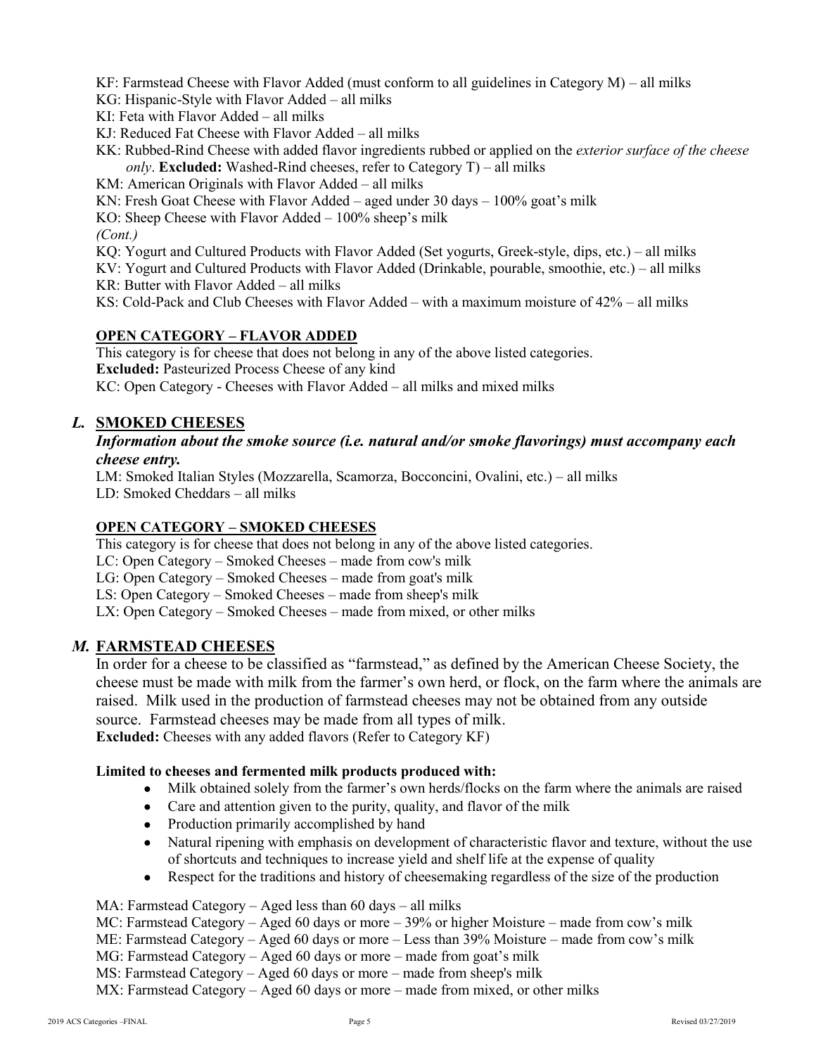KF: Farmstead Cheese with Flavor Added (must conform to all guidelines in Category M) – all milks
KG: Hispanic-Style with Flavor Added – all milks
KI: Feta with Flavor Added – all milks
KJ: Reduced Fat Cheese with Flavor Added – all milks
KK: Rubbed-Rind Cheese with added flavor ingredients rubbed or applied on the *exterior surface of the cheese only*. **Excluded:** Washed-Rind cheeses, refer to Category T) – all milks
KM: American Originals with Flavor Added – all milks
KN: Fresh Goat Cheese with Flavor Added – aged under 30 days – 100% goat's milk
KO: Sheep Cheese with Flavor Added – 100% sheep's milk
*(Cont.)*
KQ: Yogurt and Cultured Products with Flavor Added (Set yogurts, Greek-style, dips, etc.) – all milks
KV: Yogurt and Cultured Products with Flavor Added (Drinkable, pourable, smoothie, etc.) – all milks
KR: Butter with Flavor Added – all milks
KS: Cold-Pack and Club Cheeses with Flavor Added – with a maximum moisture of 42% – all milks

**OPEN CATEGORY – FLAVOR ADDED**

This category is for cheese that does not belong in any of the above listed categories.
**Excluded:** Pasteurized Process Cheese of any kind
KC: Open Category - Cheeses with Flavor Added – all milks and mixed milks

## *L.* SMOKED CHEESES

***Information about the smoke source (i.e. natural and/or smoke flavorings) must accompany each cheese entry.***

LM: Smoked Italian Styles (Mozzarella, Scamorza, Bocconcini, Ovalini, etc.) – all milks
LD: Smoked Cheddars – all milks

**OPEN CATEGORY – SMOKED CHEESES**

This category is for cheese that does not belong in any of the above listed categories.
LC: Open Category – Smoked Cheeses – made from cow's milk
LG: Open Category – Smoked Cheeses – made from goat's milk
LS: Open Category – Smoked Cheeses – made from sheep's milk
LX: Open Category – Smoked Cheeses – made from mixed, or other milks

## *M.* FARMSTEAD CHEESES

In order for a cheese to be classified as "farmstead," as defined by the American Cheese Society, the cheese must be made with milk from the farmer's own herd, or flock, on the farm where the animals are raised. Milk used in the production of farmstead cheeses may not be obtained from any outside source. Farmstead cheeses may be made from all types of milk.
**Excluded:** Cheeses with any added flavors (Refer to Category KF)

**Limited to cheeses and fermented milk products produced with:**

- Milk obtained solely from the farmer's own herds/flocks on the farm where the animals are raised
- Care and attention given to the purity, quality, and flavor of the milk
- Production primarily accomplished by hand
- Natural ripening with emphasis on development of characteristic flavor and texture, without the use of shortcuts and techniques to increase yield and shelf life at the expense of quality
- Respect for the traditions and history of cheesemaking regardless of the size of the production

MA: Farmstead Category – Aged less than 60 days – all milks
MC: Farmstead Category – Aged 60 days or more – 39% or higher Moisture – made from cow's milk
ME: Farmstead Category – Aged 60 days or more – Less than 39% Moisture – made from cow's milk
MG: Farmstead Category – Aged 60 days or more – made from goat's milk
MS: Farmstead Category – Aged 60 days or more – made from sheep's milk
MX: Farmstead Category – Aged 60 days or more – made from mixed, or other milks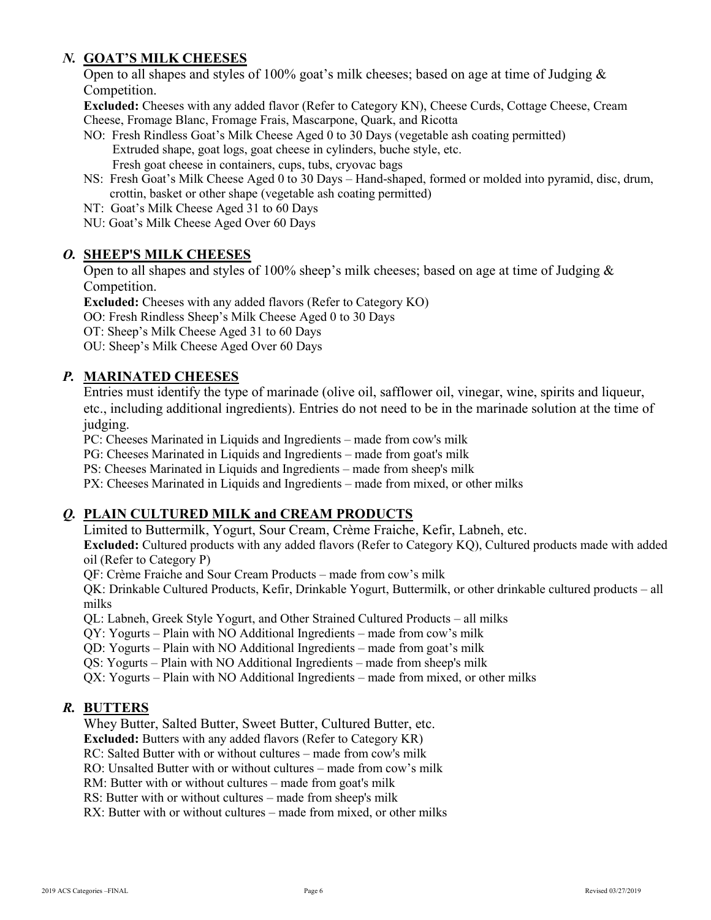## *N.* GOAT'S MILK CHEESES

Open to all shapes and styles of 100% goat's milk cheeses; based on age at time of Judging & Competition.

**Excluded:** Cheeses with any added flavor (Refer to Category KN), Cheese Curds, Cottage Cheese, Cream Cheese, Fromage Blanc, Fromage Frais, Mascarpone, Quark, and Ricotta

- NO: Fresh Rindless Goat's Milk Cheese Aged 0 to 30 Days (vegetable ash coating permitted)
  Extruded shape, goat logs, goat cheese in cylinders, buche style, etc.
  Fresh goat cheese in containers, cups, tubs, cryovac bags
- NS: Fresh Goat's Milk Cheese Aged 0 to 30 Days – Hand-shaped, formed or molded into pyramid, disc, drum, crottin, basket or other shape (vegetable ash coating permitted)
- NT: Goat's Milk Cheese Aged 31 to 60 Days
- NU: Goat's Milk Cheese Aged Over 60 Days

## *O.* SHEEP'S MILK CHEESES

Open to all shapes and styles of 100% sheep's milk cheeses; based on age at time of Judging & Competition.

**Excluded:** Cheeses with any added flavors (Refer to Category KO)

- OO: Fresh Rindless Sheep's Milk Cheese Aged 0 to 30 Days
- OT: Sheep's Milk Cheese Aged 31 to 60 Days
- OU: Sheep's Milk Cheese Aged Over 60 Days

## *P.* MARINATED CHEESES

Entries must identify the type of marinade (olive oil, safflower oil, vinegar, wine, spirits and liqueur, etc., including additional ingredients). Entries do not need to be in the marinade solution at the time of judging.

- PC: Cheeses Marinated in Liquids and Ingredients – made from cow's milk
- PG: Cheeses Marinated in Liquids and Ingredients – made from goat's milk
- PS: Cheeses Marinated in Liquids and Ingredients – made from sheep's milk
- PX: Cheeses Marinated in Liquids and Ingredients – made from mixed, or other milks

## *Q.* PLAIN CULTURED MILK and CREAM PRODUCTS

Limited to Buttermilk, Yogurt, Sour Cream, Crème Fraiche, Kefir, Labneh, etc.

**Excluded:** Cultured products with any added flavors (Refer to Category KQ), Cultured products made with added oil (Refer to Category P)

- QF: Crème Fraiche and Sour Cream Products – made from cow's milk
- QK: Drinkable Cultured Products, Kefir, Drinkable Yogurt, Buttermilk, or other drinkable cultured products – all milks
- QL: Labneh, Greek Style Yogurt, and Other Strained Cultured Products – all milks
- QY: Yogurts – Plain with NO Additional Ingredients – made from cow's milk
- QD: Yogurts – Plain with NO Additional Ingredients – made from goat's milk
- QS: Yogurts – Plain with NO Additional Ingredients – made from sheep's milk
- QX: Yogurts – Plain with NO Additional Ingredients – made from mixed, or other milks

## *R.* BUTTERS

Whey Butter, Salted Butter, Sweet Butter, Cultured Butter, etc.

**Excluded:** Butters with any added flavors (Refer to Category KR)

- RC: Salted Butter with or without cultures – made from cow's milk
- RO: Unsalted Butter with or without cultures – made from cow's milk
- RM: Butter with or without cultures – made from goat's milk
- RS: Butter with or without cultures – made from sheep's milk
- RX: Butter with or without cultures – made from mixed, or other milks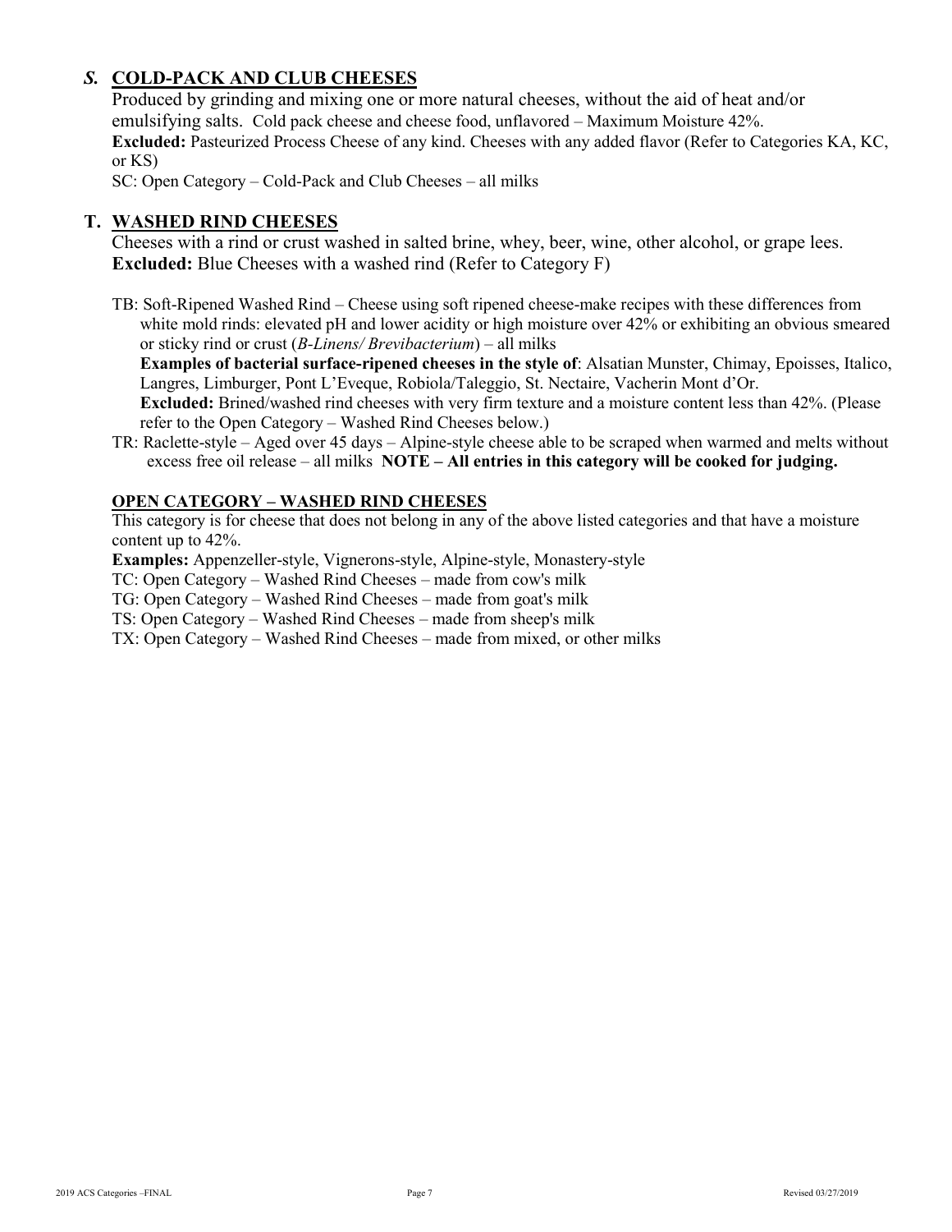## *S.* COLD-PACK AND CLUB CHEESES

Produced by grinding and mixing one or more natural cheeses, without the aid of heat and/or emulsifying salts. Cold pack cheese and cheese food, unflavored – Maximum Moisture 42%.
**Excluded:** Pasteurized Process Cheese of any kind. Cheeses with any added flavor (Refer to Categories KA, KC, or KS)

SC: Open Category – Cold-Pack and Club Cheeses – all milks

## T. WASHED RIND CHEESES

Cheeses with a rind or crust washed in salted brine, whey, beer, wine, other alcohol, or grape lees.
**Excluded:** Blue Cheeses with a washed rind (Refer to Category F)

TB: Soft-Ripened Washed Rind – Cheese using soft ripened cheese-make recipes with these differences from white mold rinds: elevated pH and lower acidity or high moisture over 42% or exhibiting an obvious smeared or sticky rind or crust (*B-Linens/ Brevibacterium*) – all milks
**Examples of bacterial surface-ripened cheeses in the style of**: Alsatian Munster, Chimay, Epoisses, Italico, Langres, Limburger, Pont L'Eveque, Robiola/Taleggio, St. Nectaire, Vacherin Mont d'Or.
**Excluded:** Brined/washed rind cheeses with very firm texture and a moisture content less than 42%. (Please refer to the Open Category – Washed Rind Cheeses below.)

TR: Raclette-style – Aged over 45 days – Alpine-style cheese able to be scraped when warmed and melts without excess free oil release – all milks **NOTE – All entries in this category will be cooked for judging.**

### OPEN CATEGORY – WASHED RIND CHEESES

This category is for cheese that does not belong in any of the above listed categories and that have a moisture content up to 42%.

**Examples:** Appenzeller-style, Vignerons-style, Alpine-style, Monastery-style

TC: Open Category – Washed Rind Cheeses – made from cow's milk
TG: Open Category – Washed Rind Cheeses – made from goat's milk
TS: Open Category – Washed Rind Cheeses – made from sheep's milk
TX: Open Category – Washed Rind Cheeses – made from mixed, or other milks